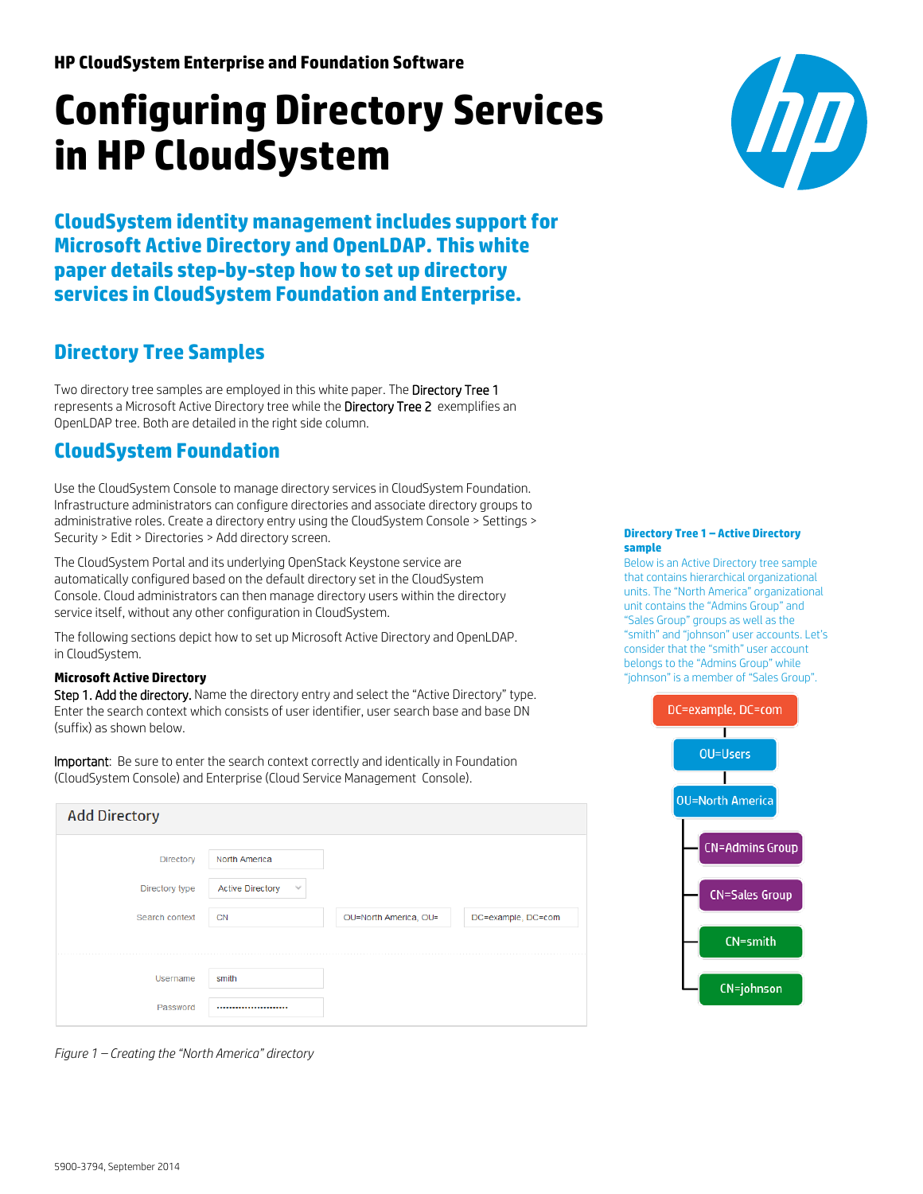HP CloudSystem Enterprise and Foundation Software

# Configuring Directory Services in HP CloudSystem

## CloudSystem identity management includes support for Microsoft Active Directory and OpenLDAP. This white paper details step-by-step how to set up directory services in CloudSystem Foundation and Enterprise.

## Directory Tree Samples

Two directory tree samples are employed in this white paper. The Directory Tree 1 represents a Microsoft Active Directory tree while the Directory Tree 2 exemplifies an OpenLDAP tree. Both are detailed in the right side column.

## CloudSystem Foundation

Use the CloudSystem Console to manage directory services in CloudSystem Foundation. Infrastructure administrators can configure directories and associate directory groups to administrative roles. Create a directory entry using the CloudSystem Console > Settings > Security > Edit > Directories > Add directory screen.

The CloudSystem Portal and its underlying OpenStack Keystone service are automatically configured based on the default directory set in the CloudSystem Console. Cloud administrators can then manage directory users within the directory service itself, without any other configuration in CloudSystem.

The following sections depict how to set up Microsoft Active Directory and OpenLDAP. in CloudSystem.

**Microsoft Active Directory**

Step 1. Add the directory. Name the directory entry and select the "Active Directory" type. Enter the search context which consists of user identifier, user search base and base DN (suffix) as shown below.

Important: Be sure to enter the search context correctly and identically in Foundation (CloudSystem Console) and Enterprise (Cloud Service Management Console).

**Add Directory**

| | | | |
|---|---|---|---|
| Directory | North America | | |
| Directory type | Active Directory | | |
| Search context | CN | OU=North America, OU= | DC=example, DC=com |
| Username | smith | | |
| Password | •••••••••••••••••••••• | | |

*Figure 1 – Creating the "North America" directory*

**Directory Tree 1 – Active Directory sample**

Below is an Active Directory tree sample that contains hierarchical organizational units. The "North America" organizational unit contains the "Admins Group" and "Sales Group" groups as well as the "smith" and "johnson" user accounts. Let's consider that the "smith" user account belongs to the "Admins Group" while "johnson" is a member of "Sales Group".

- DC=example, DC=com
  - OU=Users
    - OU=North America
      - CN=Admins Group
      - CN=Sales Group
      - CN=smith
      - CN=johnson

5900-3794, September 2014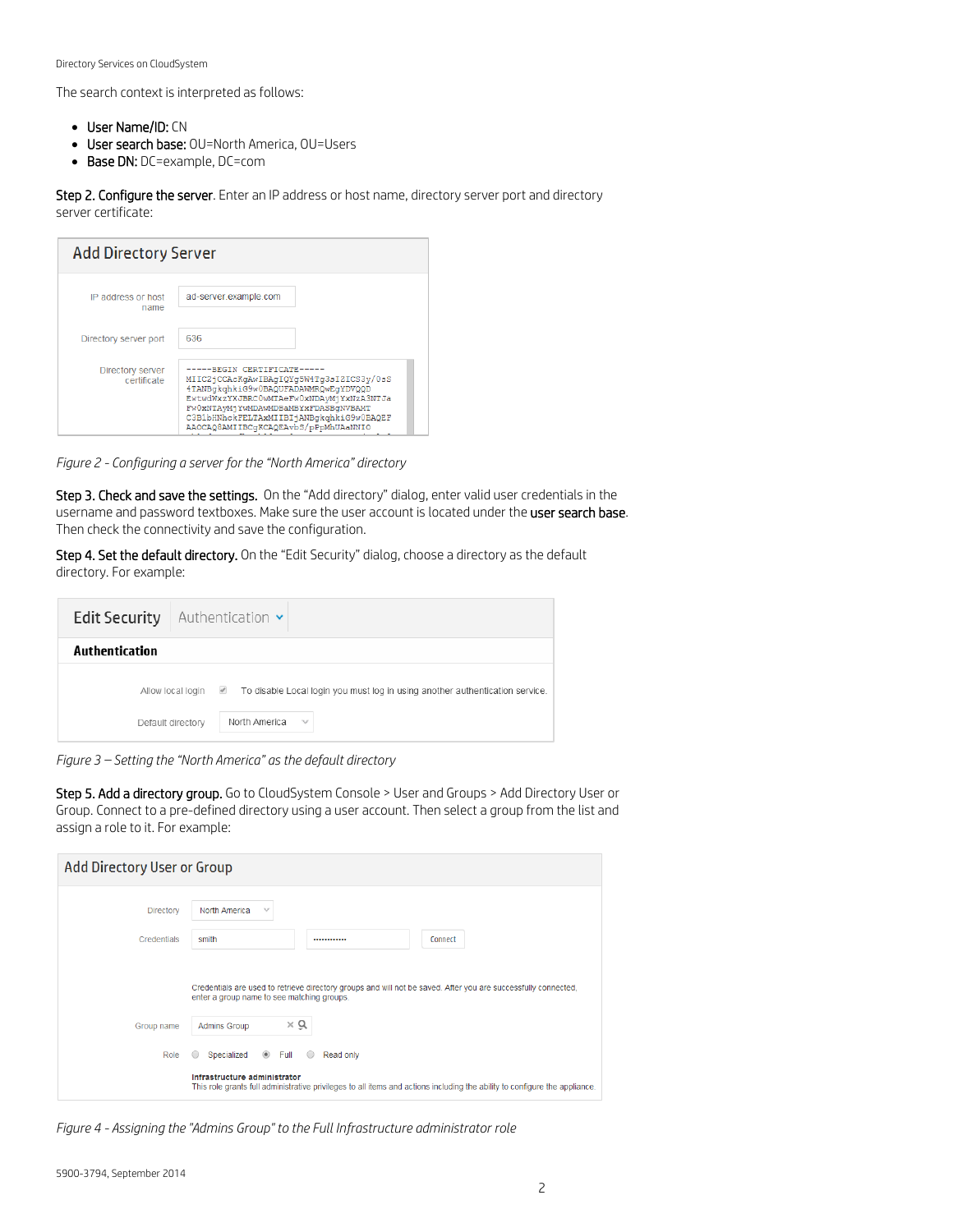The search context is interpreted as follows:

- **User Name/ID:** CN
- **User search base:** OU=North America, OU=Users
- **Base DN:** DC=example, DC=com

**Step 2. Configure the server**. Enter an IP address or host name, directory server port and directory server certificate:

*Figure 2 - Configuring a server for the "North America" directory*

**Step 3. Check and save the settings.** On the "Add directory" dialog, enter valid user credentials in the username and password textboxes. Make sure the user account is located under the **user search base**. Then check the connectivity and save the configuration.

**Step 4. Set the default directory.** On the "Edit Security" dialog, choose a directory as the default directory. For example:

*Figure 3 – Setting the "North America" as the default directory*

**Step 5. Add a directory group.** Go to CloudSystem Console > User and Groups > Add Directory User or Group. Connect to a pre-defined directory using a user account. Then select a group from the list and assign a role to it. For example:

*Figure 4 - Assigning the "Admins Group" to the Full Infrastructure administrator role*

5900-3794, September 2014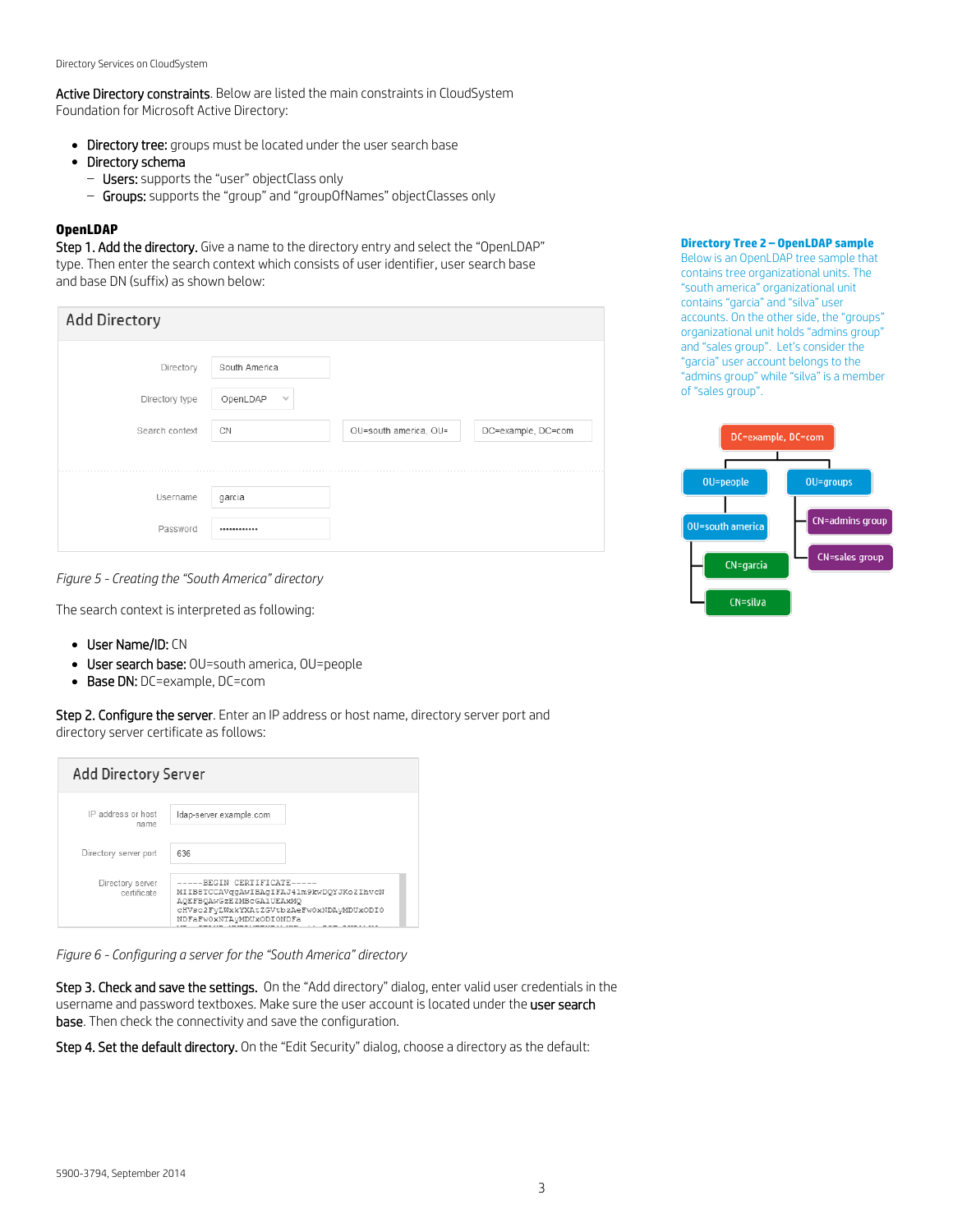**Active Directory constraints**. Below are listed the main constraints in CloudSystem Foundation for Microsoft Active Directory:

- **Directory tree:** groups must be located under the user search base
- **Directory schema**
  - **Users:** supports the "user" objectClass only
  - **Groups:** supports the "group" and "groupOfNames" objectClasses only

### OpenLDAP

**Step 1. Add the directory.** Give a name to the directory entry and select the "OpenLDAP" type. Then enter the search context which consists of user identifier, user search base and base DN (suffix) as shown below:

**Add Directory**

| | |
|---|---|
| Directory | South America |
| Directory type | OpenLDAP |
| Search context | CN / OU=south america, OU= / DC=example, DC=com |
| Username | garcia |
| Password | •••••••••••• |

*Figure 5 - Creating the "South America" directory*

The search context is interpreted as following:

- **User Name/ID:** CN
- **User search base:** OU=south america, OU=people
- **Base DN:** DC=example, DC=com

**Step 2. Configure the server**. Enter an IP address or host name, directory server port and directory server certificate as follows:

**Add Directory Server**

| | |
|---|---|
| IP address or host name | ldap-server.example.com |
| Directory server port | 636 |
| Directory server certificate | -----BEGIN CERTIFICATE----- MIIB8TCCAVqgAwIBAgIFAJ41m9kwDQYJKoZIhvcN AQEFBQAwGzEZMBcGA1UEAxMQ cHVsc2FyLWxkYXAtZGVtbzAeFw0xNDAyMDUxODI0 NDFaFw0xNTAyMDUxODI0NDFa |

*Figure 6 - Configuring a server for the "South America" directory*

**Step 3. Check and save the settings.** On the "Add directory" dialog, enter valid user credentials in the username and password textboxes. Make sure the user account is located under the **user search base**. Then check the connectivity and save the configuration.

**Step 4. Set the default directory.** On the "Edit Security" dialog, choose a directory as the default:

**Directory Tree 2 – OpenLDAP sample**

Below is an OpenLDAP tree sample that contains tree organizational units. The "south america" organizational unit contains "garcia" and "silva" user accounts. On the other side, the "groups" organizational unit holds "admins group" and "sales group". Let's consider the "garcia" user account belongs to the "admins group" while "silva" is a member of "sales group".

- DC=example, DC=com
  - OU=people
    - OU=south america
      - CN=garcia
      - CN=silva
  - OU=groups
    - CN=admins group
    - CN=sales group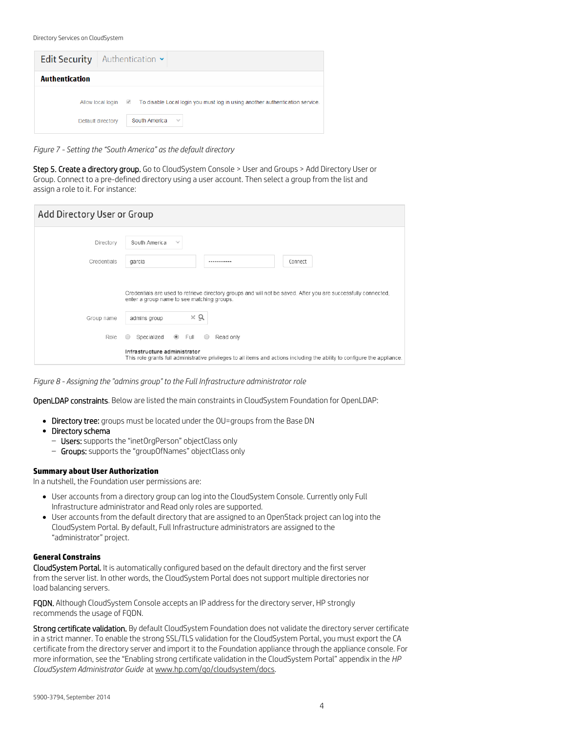Edit Security | Authentication

**Authentication**

Allow local login ☑ To disable Local login you must log in using another authentication service.

Default directory: South America

*Figure 7 - Setting the "South America" as the default directory*

**Step 5. Create a directory group.** Go to CloudSystem Console > User and Groups > Add Directory User or Group. Connect to a pre-defined directory using a user account. Then select a group from the list and assign a role to it. For instance:

Add Directory User or Group

Directory: South America

Credentials: garcia ••••••••••• Connect

Credentials are used to retrieve directory groups and will not be saved. After you are successfully connected, enter a group name to see matching groups.

Group name: admins group

Role: ○ Specialized ◉ Full ○ Read only

Infrastructure administrator
This role grants full administrative privileges to all items and actions including the ability to configure the appliance.

*Figure 8 - Assigning the "admins group" to the Full Infrastructure administrator role*

**OpenLDAP constraints**. Below are listed the main constraints in CloudSystem Foundation for OpenLDAP:

- **Directory tree:** groups must be located under the OU=groups from the Base DN
- **Directory schema**
  - **Users:** supports the "inetOrgPerson" objectClass only
  - **Groups:** supports the "groupOfNames" objectClass only

**Summary about User Authorization**

In a nutshell, the Foundation user permissions are:

- User accounts from a directory group can log into the CloudSystem Console. Currently only Full Infrastructure administrator and Read only roles are supported.
- User accounts from the default directory that are assigned to an OpenStack project can log into the CloudSystem Portal. By default, Full Infrastructure administrators are assigned to the "administrator" project.

**General Constrains**

**CloudSystem Portal.** It is automatically configured based on the default directory and the first server from the server list. In other words, the CloudSystem Portal does not support multiple directories nor load balancing servers.

**FQDN.** Although CloudSystem Console accepts an IP address for the directory server, HP strongly recommends the usage of FQDN.

**Strong certificate validation.** By default CloudSystem Foundation does not validate the directory server certificate in a strict manner. To enable the strong SSL/TLS validation for the CloudSystem Portal, you must export the CA certificate from the directory server and import it to the Foundation appliance through the appliance console. For more information, see the "Enabling strong certificate validation in the CloudSystem Portal" appendix in the *HP CloudSystem Administrator Guide* at www.hp.com/go/cloudsystem/docs.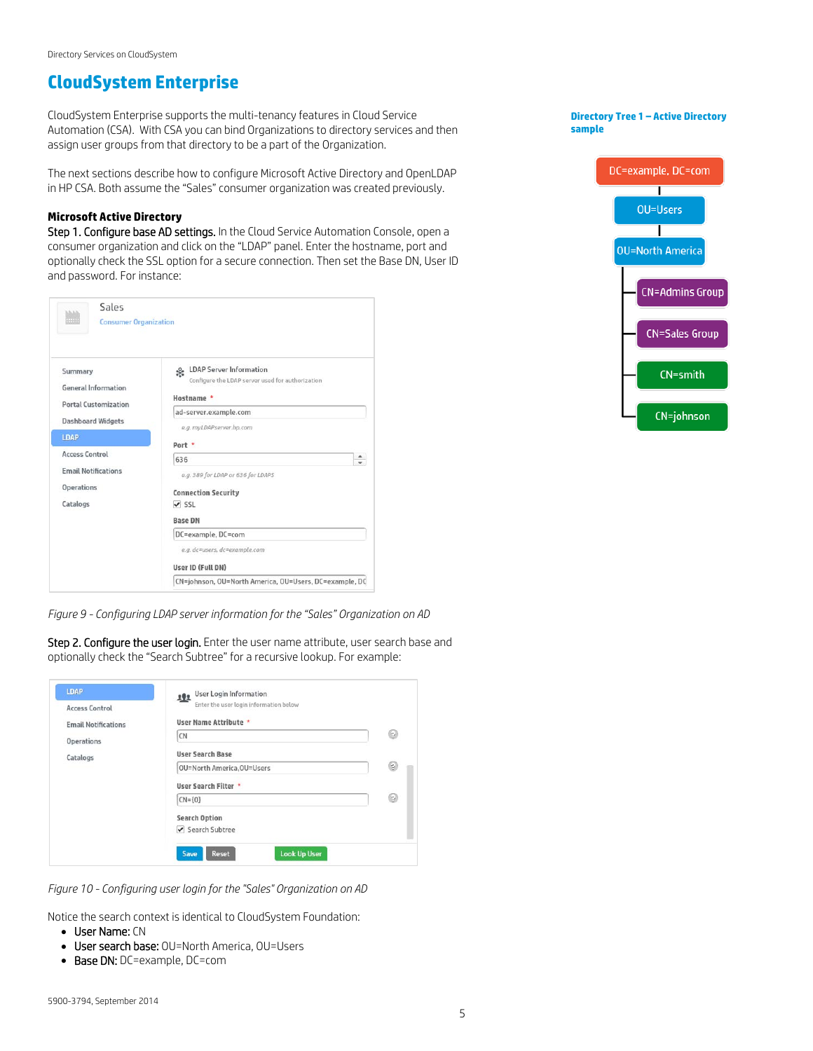# CloudSystem Enterprise

CloudSystem Enterprise supports the multi-tenancy features in Cloud Service Automation (CSA). With CSA you can bind Organizations to directory services and then assign user groups from that directory to be a part of the Organization.

The next sections describe how to configure Microsoft Active Directory and OpenLDAP in HP CSA. Both assume the "Sales" consumer organization was created previously.

**Directory Tree 1 – Active Directory sample**

- DC=example, DC=com
  - OU=Users
    - OU=North America
      - CN=Admins Group
      - CN=Sales Group
      - CN=smith
      - CN=johnson

### Microsoft Active Directory

Step 1. Configure base AD settings. In the Cloud Service Automation Console, open a consumer organization and click on the "LDAP" panel. Enter the hostname, port and optionally check the SSL option for a secure connection. Then set the Base DN, User ID and password. For instance:

*Figure 9 - Configuring LDAP server information for the "Sales" Organization on AD*

Step 2. Configure the user login. Enter the user name attribute, user search base and optionally check the "Search Subtree" for a recursive lookup. For example:

*Figure 10 - Configuring user login for the "Sales" Organization on AD*

Notice the search context is identical to CloudSystem Foundation:

- User Name: CN
- User search base: OU=North America, OU=Users
- Base DN: DC=example, DC=com

5900-3794, September 2014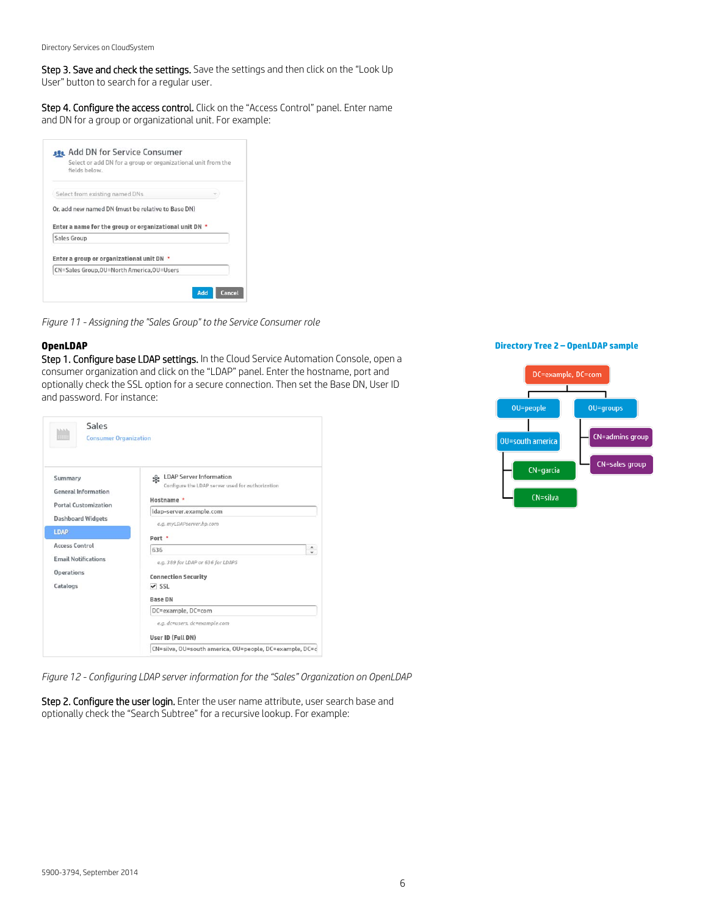**Step 3. Save and check the settings.** Save the settings and then click on the "Look Up User" button to search for a regular user.

**Step 4. Configure the access control.** Click on the "Access Control" panel. Enter name and DN for a group or organizational unit. For example:

*Figure 11 - Assigning the "Sales Group" to the Service Consumer role*

## OpenLDAP

**Step 1. Configure base LDAP settings.** In the Cloud Service Automation Console, open a consumer organization and click on the "LDAP" panel. Enter the hostname, port and optionally check the SSL option for a secure connection. Then set the Base DN, User ID and password. For instance:

**Directory Tree 2 – OpenLDAP sample**

*Figure 12 - Configuring LDAP server information for the "Sales" Organization on OpenLDAP*

**Step 2. Configure the user login.** Enter the user name attribute, user search base and optionally check the "Search Subtree" for a recursive lookup. For example: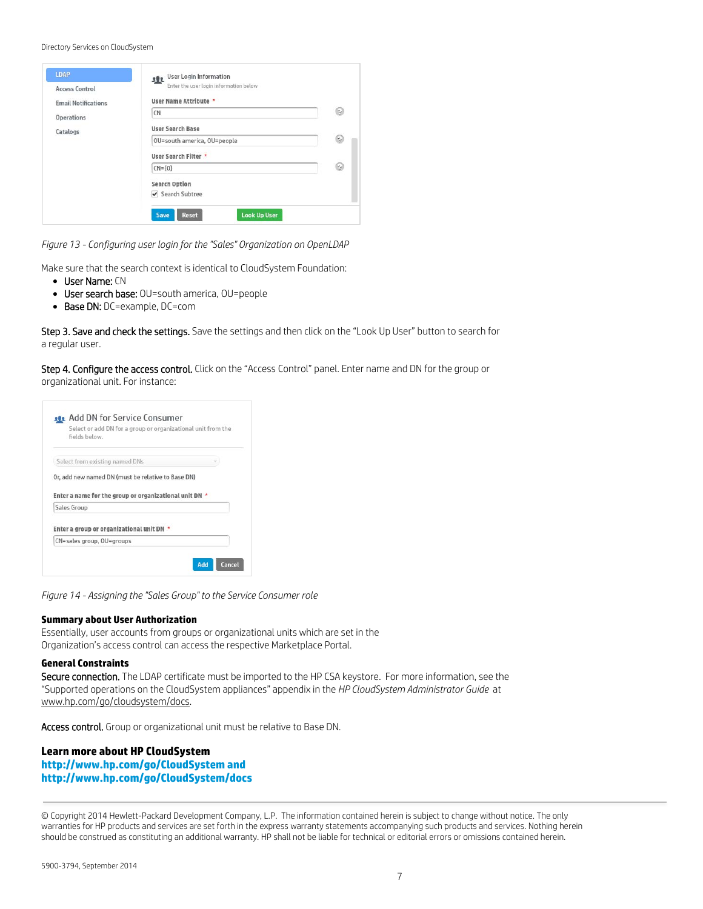Figure 13 - Configuring user login for the "Sales" Organization on OpenLDAP

Make sure that the search context is identical to CloudSystem Foundation:

- User Name: CN
- User search base: OU=south america, OU=people
- Base DN: DC=example, DC=com

Step 3. Save and check the settings. Save the settings and then click on the “Look Up User” button to search for a regular user.

Step 4. Configure the access control. Click on the “Access Control” panel. Enter name and DN for the group or organizational unit. For instance:

Figure 14 - Assigning the "Sales Group" to the Service Consumer role

**Summary about User Authorization**

Essentially, user accounts from groups or organizational units which are set in the Organization’s access control can access the respective Marketplace Portal.

**General Constraints**

Secure connection. The LDAP certificate must be imported to the HP CSA keystore. For more information, see the “Supported operations on the CloudSystem appliances” appendix in the *HP CloudSystem Administrator Guide* at www.hp.com/go/cloudsystem/docs.

Access control. Group or organizational unit must be relative to Base DN.

## Learn more about HP CloudSystem

**http://www.hp.com/go/CloudSystem and**
**http://www.hp.com/go/CloudSystem/docs**

---

© Copyright 2014 Hewlett-Packard Development Company, L.P. The information contained herein is subject to change without notice. The only warranties for HP products and services are set forth in the express warranty statements accompanying such products and services. Nothing herein should be construed as constituting an additional warranty. HP shall not be liable for technical or editorial errors or omissions contained herein.

5900-3794, September 2014